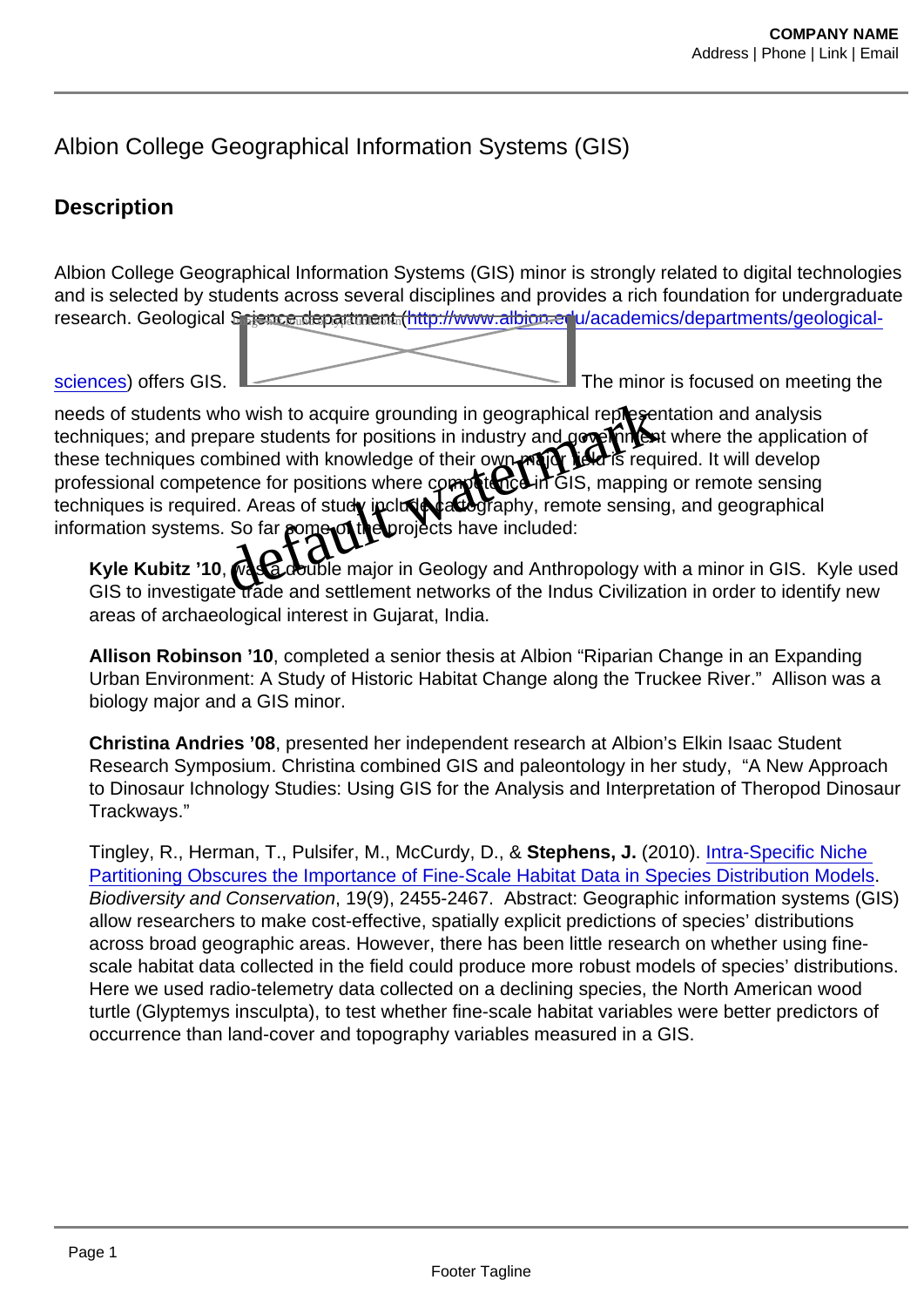# Albion College Geographical Information Systems (GIS)

## Description

Albion College Geographical Information Systems (GIS) minor is strongly related to digital technologies and is selected by students across several disciplines and provides a rich foundation for undergraduate research. Geological Science department ([http://www.albion.edu/academics/departments/geological-sciences](http://www.albion.edu/academics/departments/geological-sciences)) offers GIS. The minor is focused on meeting the needs of students who wish to acquire grounding in geographical representation and analysis techniques; and prepare students for positions in industry and government where the application of these techniques combined with knowledge of their own major field is required. It will develop professional competence for positions where competence in GIS, mapping or remote sensing techniques is required. Areas of study include cartography, remote sensing, and geographical information systems. So far some of the projects have included:

**Kyle Kubitz '10**, was a double major in Geology and Anthropology with a minor in GIS. Kyle used GIS to investigate trade and settlement networks of the Indus Civilization in order to identify new areas of archaeological interest in Gujarat, India.

**Allison Robinson '10**, completed a senior thesis at Albion "Riparian Change in an Expanding Urban Environment: A Study of Historic Habitat Change along the Truckee River." Allison was a biology major and a GIS minor.

**Christina Andries '08**, presented her independent research at Albion's Elkin Isaac Student Research Symposium. Christina combined GIS and paleontology in her study, "A New Approach to Dinosaur Ichnology Studies: Using GIS for the Analysis and Interpretation of Theropod Dinosaur Trackways."

Tingley, R., Herman, T., Pulsifer, M., McCurdy, D., & **Stephens, J.** (2010). Intra-Specific Niche Partitioning Obscures the Importance of Fine-Scale Habitat Data in Species Distribution Models. *Biodiversity and Conservation*, 19(9), 2455-2467. Abstract: Geographic information systems (GIS) allow researchers to make cost-effective, spatially explicit predictions of species' distributions across broad geographic areas. However, there has been little research on whether using fine-scale habitat data collected in the field could produce more robust models of species' distributions. Here we used radio-telemetry data collected on a declining species, the North American wood turtle (Glyptemys insculpta), to test whether fine-scale habitat variables were better predictors of occurrence than land-cover and topography variables measured in a GIS.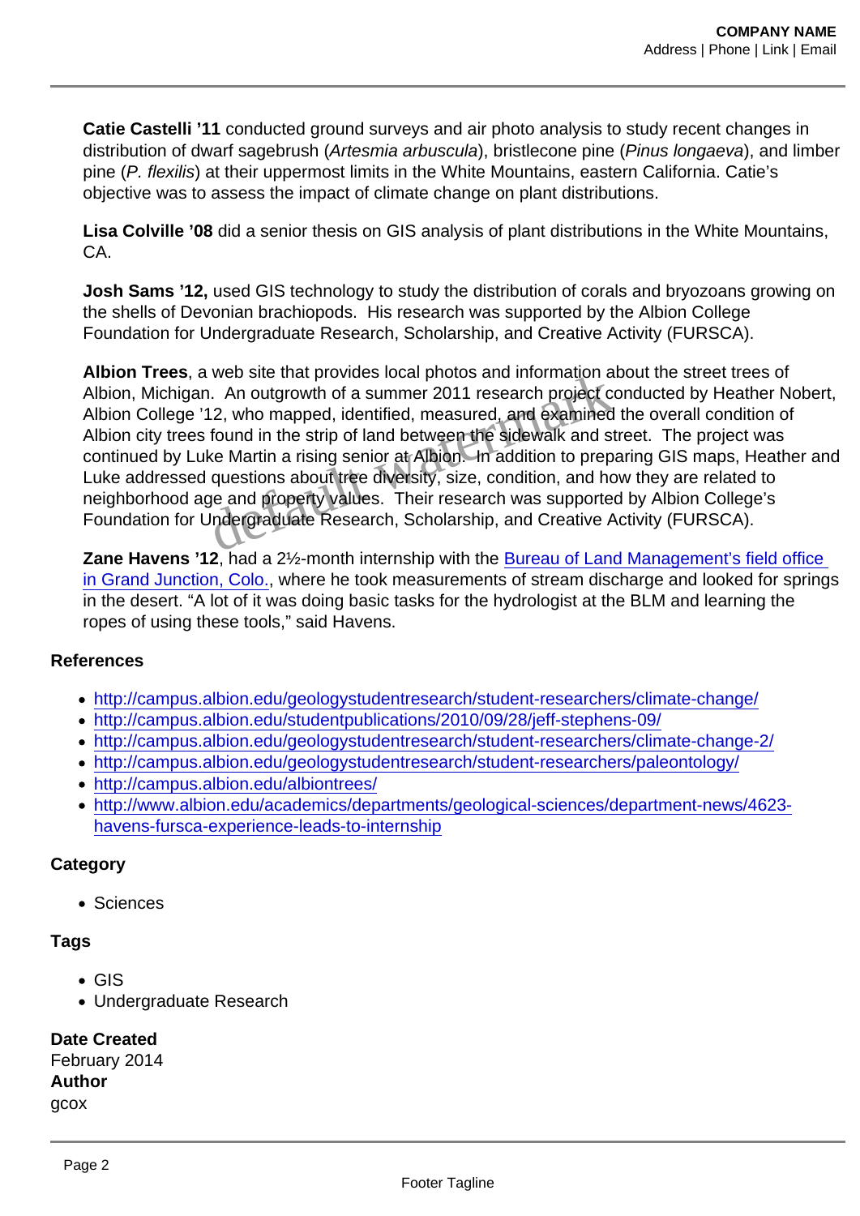**Catie Castelli ’11** conducted ground surveys and air photo analysis to study recent changes in distribution of dwarf sagebrush (*Artesmia arbuscula*), bristlecone pine (*Pinus longaeva*), and limber pine (*P. flexilis*) at their uppermost limits in the White Mountains, eastern California. Catie’s objective was to assess the impact of climate change on plant distributions.

**Lisa Colville ’08** did a senior thesis on GIS analysis of plant distributions in the White Mountains, CA.

**Josh Sams ’12,** used GIS technology to study the distribution of corals and bryozoans growing on the shells of Devonian brachiopods. His research was supported by the Albion College Foundation for Undergraduate Research, Scholarship, and Creative Activity (FURSCA).

**Albion Trees**, a web site that provides local photos and information about the street trees of Albion, Michigan. An outgrowth of a summer 2011 research project conducted by Heather Nobert, Albion College ’12, who mapped, identified, measured, and examined the overall condition of Albion city trees found in the strip of land between the sidewalk and street. The project was continued by Luke Martin a rising senior at Albion. In addition to preparing GIS maps, Heather and Luke addressed questions about tree diversity, size, condition, and how they are related to neighborhood age and property values. Their research was supported by Albion College’s Foundation for Undergraduate Research, Scholarship, and Creative Activity (FURSCA).

**Zane Havens ’12**, had a 2½-month internship with the Bureau of Land Management’s field office in Grand Junction, Colo., where he took measurements of stream discharge and looked for springs in the desert. “A lot of it was doing basic tasks for the hydrologist at the BLM and learning the ropes of using these tools,” said Havens.

### References

- http://campus.albion.edu/geologystudentresearch/student-researchers/climate-change/
- http://campus.albion.edu/studentpublications/2010/09/28/jeff-stephens-09/
- http://campus.albion.edu/geologystudentresearch/student-researchers/climate-change-2/
- http://campus.albion.edu/geologystudentresearch/student-researchers/paleontology/
- http://campus.albion.edu/albiontrees/
- http://www.albion.edu/academics/departments/geological-sciences/department-news/4623-havens-fursca-experience-leads-to-internship

### Category

- Sciences

### Tags

- GIS
- Undergraduate Research

**Date Created**
February 2014
**Author**
gcox